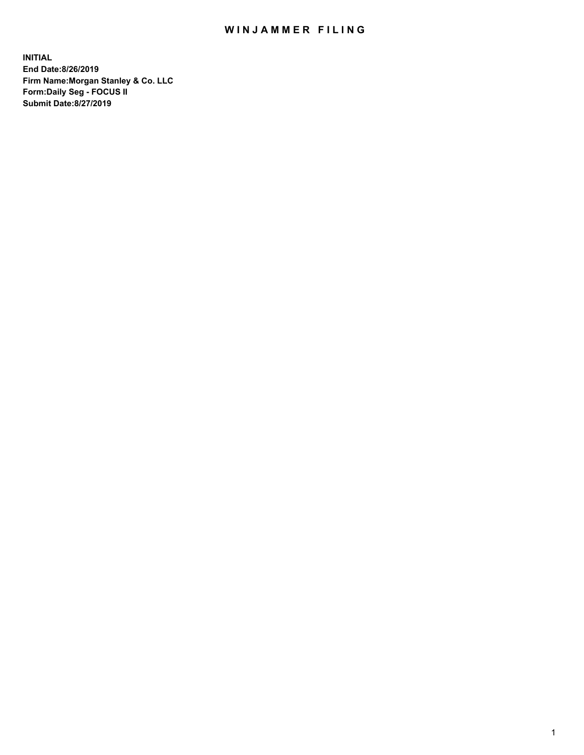# WINJAMMER FILING

**INITIAL**
**End Date:8/26/2019**
**Firm Name:Morgan Stanley & Co. LLC**
**Form:Daily Seg - FOCUS II**
**Submit Date:8/27/2019**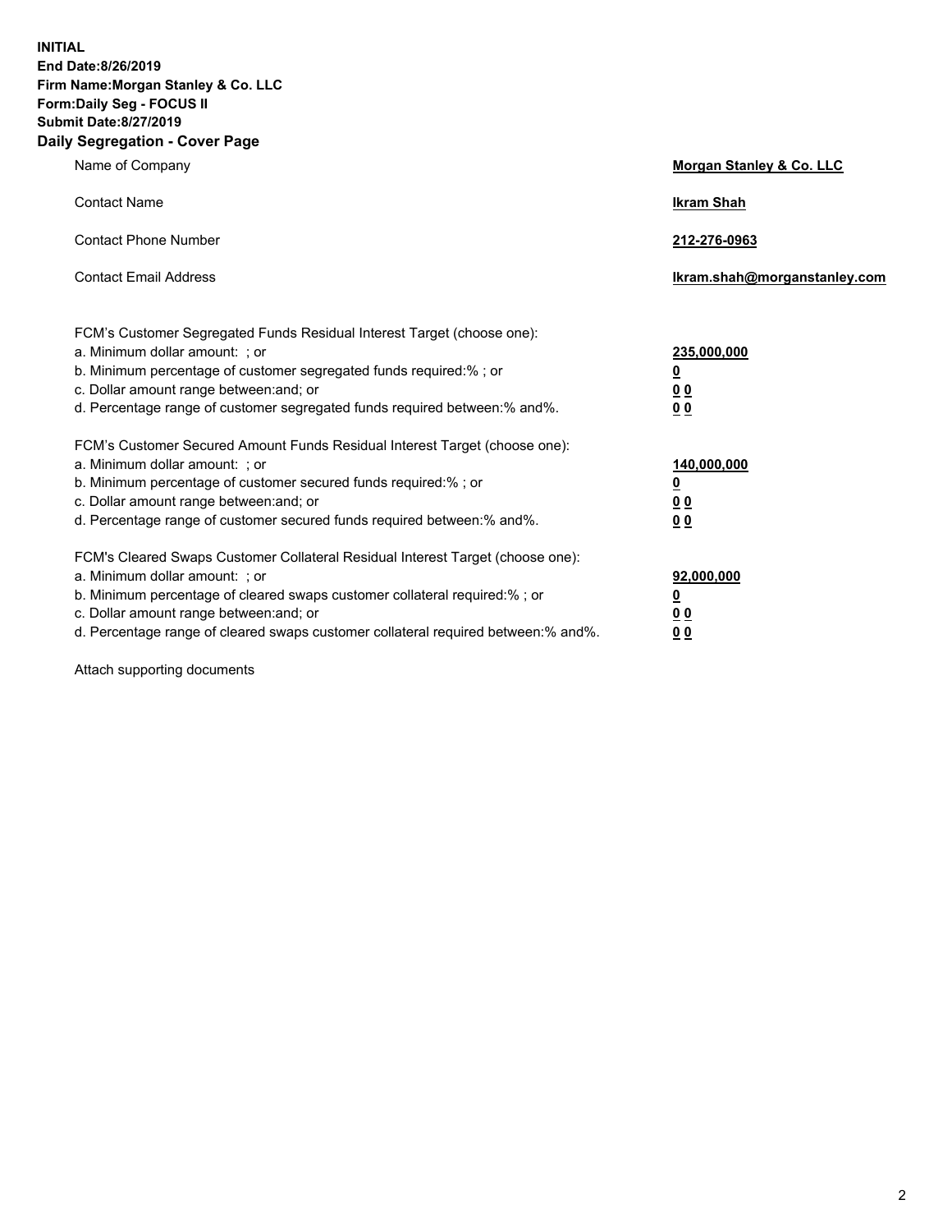**INITIAL**
**End Date:8/26/2019**
**Firm Name:Morgan Stanley & Co. LLC**
**Form:Daily Seg - FOCUS II**
**Submit Date:8/27/2019**
**Daily Segregation - Cover Page**

| | |
|---|---|
| Name of Company | **Morgan Stanley & Co. LLC** |
| Contact Name | **Ikram Shah** |
| Contact Phone Number | **212-276-0963** |
| Contact Email Address | **Ikram.shah@morganstanley.com** |

| | |
|---|---|
| FCM's Customer Segregated Funds Residual Interest Target (choose one): | |
| a. Minimum dollar amount: ; or | **235,000,000** |
| b. Minimum percentage of customer segregated funds required:% ; or | **0** |
| c. Dollar amount range between:and; or | **0 0** |
| d. Percentage range of customer segregated funds required between:% and%. | **0 0** |
| FCM's Customer Secured Amount Funds Residual Interest Target (choose one): | |
| a. Minimum dollar amount: ; or | **140,000,000** |
| b. Minimum percentage of customer secured funds required:% ; or | **0** |
| c. Dollar amount range between:and; or | **0 0** |
| d. Percentage range of customer secured funds required between:% and%. | **0 0** |
| FCM's Cleared Swaps Customer Collateral Residual Interest Target (choose one): | |
| a. Minimum dollar amount: ; or | **92,000,000** |
| b. Minimum percentage of cleared swaps customer collateral required:% ; or | **0** |
| c. Dollar amount range between:and; or | **0 0** |
| d. Percentage range of cleared swaps customer collateral required between:% and%. | **0 0** |

Attach supporting documents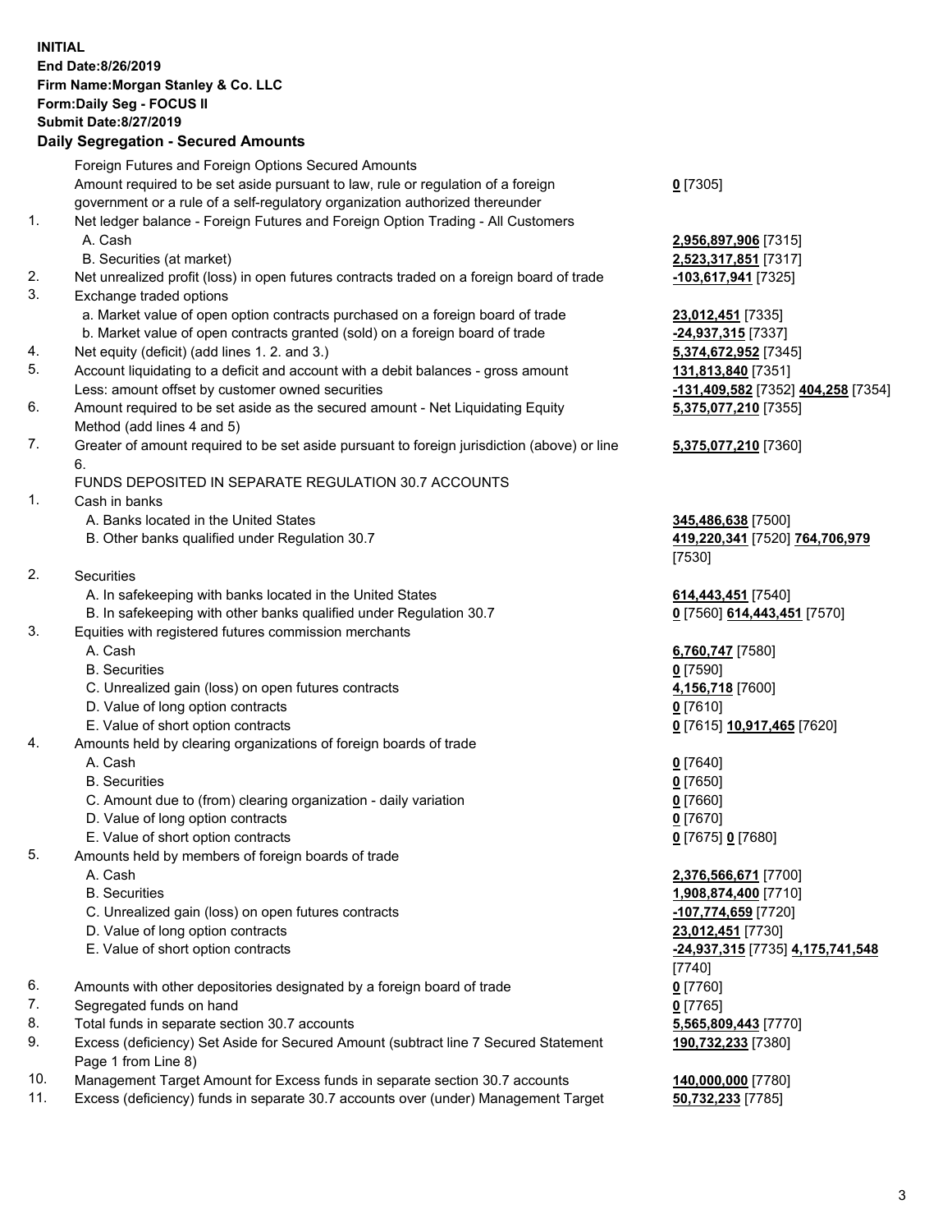**INITIAL**
**End Date:8/26/2019**
**Firm Name:Morgan Stanley & Co. LLC**
**Form:Daily Seg - FOCUS II**
**Submit Date:8/27/2019**

## Daily Segregation - Secured Amounts

| | | |
|---|---|---|
| | Foreign Futures and Foreign Options Secured Amounts | |
| | Amount required to be set aside pursuant to law, rule or regulation of a foreign government or a rule of a self-regulatory organization authorized thereunder | **0** [7305] |
| 1. | Net ledger balance - Foreign Futures and Foreign Option Trading - All Customers | |
| | A. Cash | **2,956,897,906** [7315] |
| | B. Securities (at market) | **2,523,317,851** [7317] |
| 2. | Net unrealized profit (loss) in open futures contracts traded on a foreign board of trade | **-103,617,941** [7325] |
| 3. | Exchange traded options | |
| | a. Market value of open option contracts purchased on a foreign board of trade | **23,012,451** [7335] |
| | b. Market value of open contracts granted (sold) on a foreign board of trade | **-24,937,315** [7337] |
| 4. | Net equity (deficit) (add lines 1. 2. and 3.) | **5,374,672,952** [7345] |
| 5. | Account liquidating to a deficit and account with a debit balances - gross amount | **131,813,840** [7351] |
| | Less: amount offset by customer owned securities | **-131,409,582** [7352] **404,258** [7354] |
| 6. | Amount required to be set aside as the secured amount - Net Liquidating Equity Method (add lines 4 and 5) | **5,375,077,210** [7355] |
| 7. | Greater of amount required to be set aside pursuant to foreign jurisdiction (above) or line 6. | **5,375,077,210** [7360] |
| | FUNDS DEPOSITED IN SEPARATE REGULATION 30.7 ACCOUNTS | |
| 1. | Cash in banks | |
| | A. Banks located in the United States | **345,486,638** [7500] |
| | B. Other banks qualified under Regulation 30.7 | **419,220,341** [7520] **764,706,979** [7530] |
| 2. | Securities | |
| | A. In safekeeping with banks located in the United States | **614,443,451** [7540] |
| | B. In safekeeping with other banks qualified under Regulation 30.7 | **0** [7560] **614,443,451** [7570] |
| 3. | Equities with registered futures commission merchants | |
| | A. Cash | **6,760,747** [7580] |
| | B. Securities | **0** [7590] |
| | C. Unrealized gain (loss) on open futures contracts | **4,156,718** [7600] |
| | D. Value of long option contracts | **0** [7610] |
| | E. Value of short option contracts | **0** [7615] **10,917,465** [7620] |
| 4. | Amounts held by clearing organizations of foreign boards of trade | |
| | A. Cash | **0** [7640] |
| | B. Securities | **0** [7650] |
| | C. Amount due to (from) clearing organization - daily variation | **0** [7660] |
| | D. Value of long option contracts | **0** [7670] |
| | E. Value of short option contracts | **0** [7675] **0** [7680] |
| 5. | Amounts held by members of foreign boards of trade | |
| | A. Cash | **2,376,566,671** [7700] |
| | B. Securities | **1,908,874,400** [7710] |
| | C. Unrealized gain (loss) on open futures contracts | **-107,774,659** [7720] |
| | D. Value of long option contracts | **23,012,451** [7730] |
| | E. Value of short option contracts | **-24,937,315** [7735] **4,175,741,548** [7740] |
| 6. | Amounts with other depositories designated by a foreign board of trade | **0** [7760] |
| 7. | Segregated funds on hand | **0** [7765] |
| 8. | Total funds in separate section 30.7 accounts | **5,565,809,443** [7770] |
| 9. | Excess (deficiency) Set Aside for Secured Amount (subtract line 7 Secured Statement Page 1 from Line 8) | **190,732,233** [7380] |
| 10. | Management Target Amount for Excess funds in separate section 30.7 accounts | **140,000,000** [7780] |
| 11. | Excess (deficiency) funds in separate 30.7 accounts over (under) Management Target | **50,732,233** [7785] |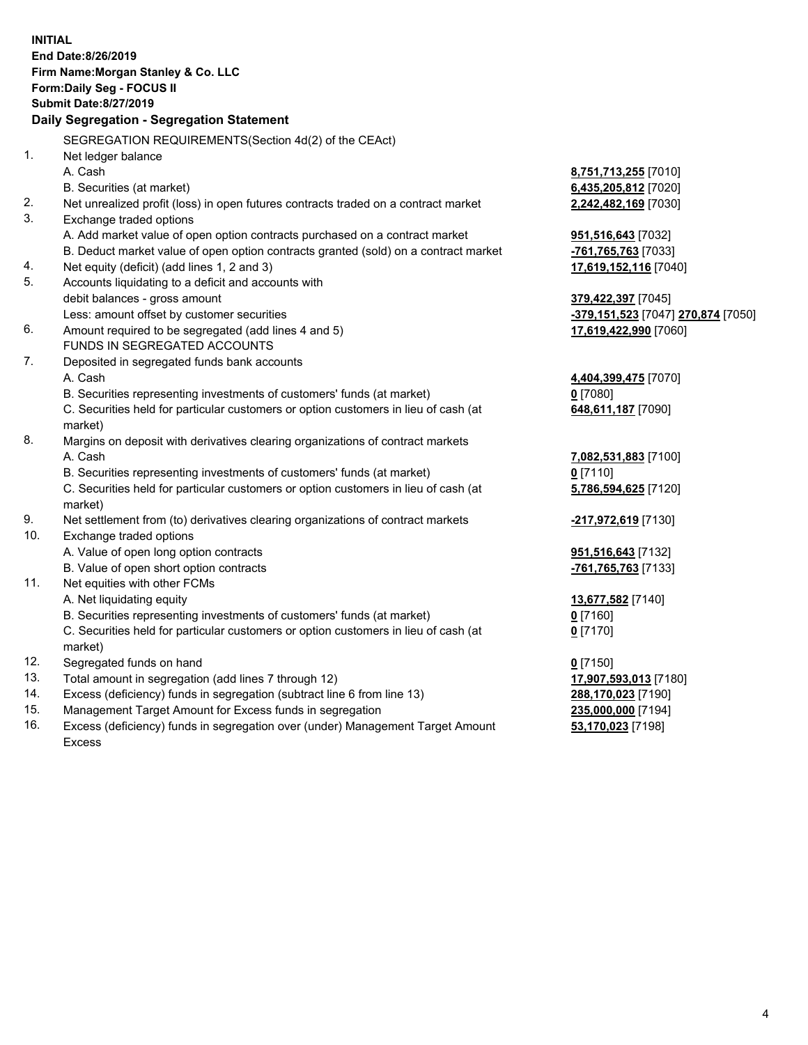**INITIAL**
**End Date:8/26/2019**
**Firm Name:Morgan Stanley & Co. LLC**
**Form:Daily Seg - FOCUS II**
**Submit Date:8/27/2019**

## Daily Segregation - Segregation Statement

| | | |
|---|---|---|
| | SEGREGATION REQUIREMENTS(Section 4d(2) of the CEAct) | |
| 1. | Net ledger balance | |
| | A. Cash | **8,751,713,255** [7010] |
| | B. Securities (at market) | **6,435,205,812** [7020] |
| 2. | Net unrealized profit (loss) in open futures contracts traded on a contract market | **2,242,482,169** [7030] |
| 3. | Exchange traded options | |
| | A. Add market value of open option contracts purchased on a contract market | **951,516,643** [7032] |
| | B. Deduct market value of open option contracts granted (sold) on a contract market | **-761,765,763** [7033] |
| 4. | Net equity (deficit) (add lines 1, 2 and 3) | **17,619,152,116** [7040] |
| 5. | Accounts liquidating to a deficit and accounts with | |
| | debit balances - gross amount | **379,422,397** [7045] |
| | Less: amount offset by customer securities | **-379,151,523** [7047] **270,874** [7050] |
| 6. | Amount required to be segregated (add lines 4 and 5) | **17,619,422,990** [7060] |
| | FUNDS IN SEGREGATED ACCOUNTS | |
| 7. | Deposited in segregated funds bank accounts | |
| | A. Cash | **4,404,399,475** [7070] |
| | B. Securities representing investments of customers' funds (at market) | **0** [7080] |
| | C. Securities held for particular customers or option customers in lieu of cash (at market) | **648,611,187** [7090] |
| 8. | Margins on deposit with derivatives clearing organizations of contract markets | |
| | A. Cash | **7,082,531,883** [7100] |
| | B. Securities representing investments of customers' funds (at market) | **0** [7110] |
| | C. Securities held for particular customers or option customers in lieu of cash (at market) | **5,786,594,625** [7120] |
| 9. | Net settlement from (to) derivatives clearing organizations of contract markets | **-217,972,619** [7130] |
| 10. | Exchange traded options | |
| | A. Value of open long option contracts | **951,516,643** [7132] |
| | B. Value of open short option contracts | **-761,765,763** [7133] |
| 11. | Net equities with other FCMs | |
| | A. Net liquidating equity | **13,677,582** [7140] |
| | B. Securities representing investments of customers' funds (at market) | **0** [7160] |
| | C. Securities held for particular customers or option customers in lieu of cash (at market) | **0** [7170] |
| 12. | Segregated funds on hand | **0** [7150] |
| 13. | Total amount in segregation (add lines 7 through 12) | **17,907,593,013** [7180] |
| 14. | Excess (deficiency) funds in segregation (subtract line 6 from line 13) | **288,170,023** [7190] |
| 15. | Management Target Amount for Excess funds in segregation | **235,000,000** [7194] |
| 16. | Excess (deficiency) funds in segregation over (under) Management Target Amount Excess | **53,170,023** [7198] |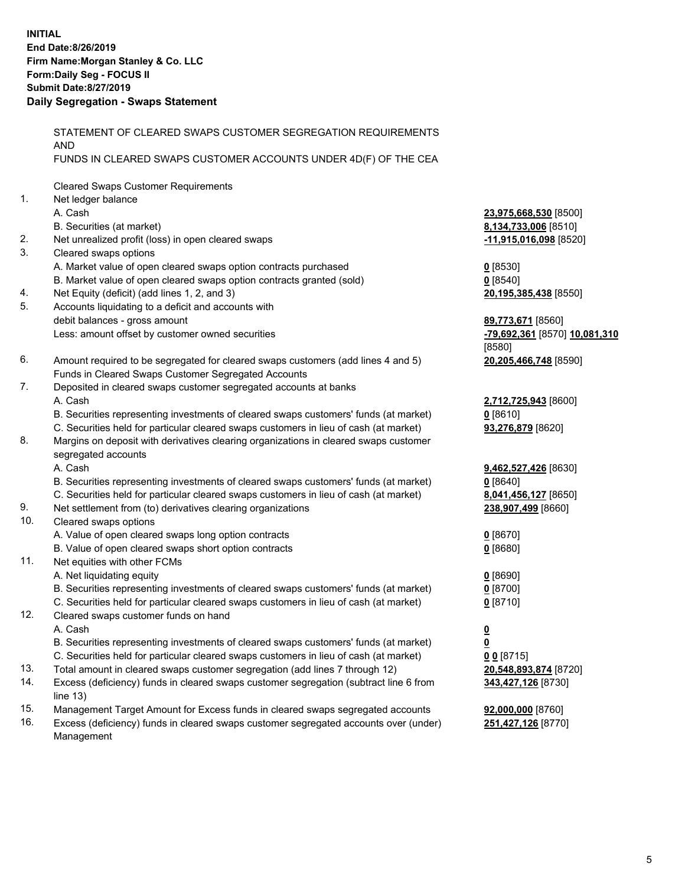**INITIAL**
**End Date:8/26/2019**
**Firm Name:Morgan Stanley & Co. LLC**
**Form:Daily Seg - FOCUS II**
**Submit Date:8/27/2019**
**Daily Segregation - Swaps Statement**

STATEMENT OF CLEARED SWAPS CUSTOMER SEGREGATION REQUIREMENTS AND
FUNDS IN CLEARED SWAPS CUSTOMER ACCOUNTS UNDER 4D(F) OF THE CEA

| | | |
|---|---|---|
| | Cleared Swaps Customer Requirements | |
| 1. | Net ledger balance | |
| | A. Cash | **23,975,668,530** [8500] |
| | B. Securities (at market) | **8,134,733,006** [8510] |
| 2. | Net unrealized profit (loss) in open cleared swaps | **-11,915,016,098** [8520] |
| 3. | Cleared swaps options | |
| | A. Market value of open cleared swaps option contracts purchased | **0** [8530] |
| | B. Market value of open cleared swaps option contracts granted (sold) | **0** [8540] |
| 4. | Net Equity (deficit) (add lines 1, 2, and 3) | **20,195,385,438** [8550] |
| 5. | Accounts liquidating to a deficit and accounts with debit balances - gross amount | **89,773,671** [8560] |
| | Less: amount offset by customer owned securities | **-79,692,361** [8570] **10,081,310** [8580] |
| 6. | Amount required to be segregated for cleared swaps customers (add lines 4 and 5) | **20,205,466,748** [8590] |
| | Funds in Cleared Swaps Customer Segregated Accounts | |
| 7. | Deposited in cleared swaps customer segregated accounts at banks | |
| | A. Cash | **2,712,725,943** [8600] |
| | B. Securities representing investments of cleared swaps customers' funds (at market) | **0** [8610] |
| | C. Securities held for particular cleared swaps customers in lieu of cash (at market) | **93,276,879** [8620] |
| 8. | Margins on deposit with derivatives clearing organizations in cleared swaps customer segregated accounts | |
| | A. Cash | **9,462,527,426** [8630] |
| | B. Securities representing investments of cleared swaps customers' funds (at market) | **0** [8640] |
| | C. Securities held for particular cleared swaps customers in lieu of cash (at market) | **8,041,456,127** [8650] |
| 9. | Net settlement from (to) derivatives clearing organizations | **238,907,499** [8660] |
| 10. | Cleared swaps options | |
| | A. Value of open cleared swaps long option contracts | **0** [8670] |
| | B. Value of open cleared swaps short option contracts | **0** [8680] |
| 11. | Net equities with other FCMs | |
| | A. Net liquidating equity | **0** [8690] |
| | B. Securities representing investments of cleared swaps customers' funds (at market) | **0** [8700] |
| | C. Securities held for particular cleared swaps customers in lieu of cash (at market) | **0** [8710] |
| 12. | Cleared swaps customer funds on hand | |
| | A. Cash | **0** |
| | B. Securities representing investments of cleared swaps customers' funds (at market) | **0** |
| | C. Securities held for particular cleared swaps customers in lieu of cash (at market) | **0** **0** [8715] |
| 13. | Total amount in cleared swaps customer segregation (add lines 7 through 12) | **20,548,893,874** [8720] |
| 14. | Excess (deficiency) funds in cleared swaps customer segregation (subtract line 6 from line 13) | **343,427,126** [8730] |
| 15. | Management Target Amount for Excess funds in cleared swaps segregated accounts | **92,000,000** [8760] |
| 16. | Excess (deficiency) funds in cleared swaps customer segregated accounts over (under) Management | **251,427,126** [8770] |